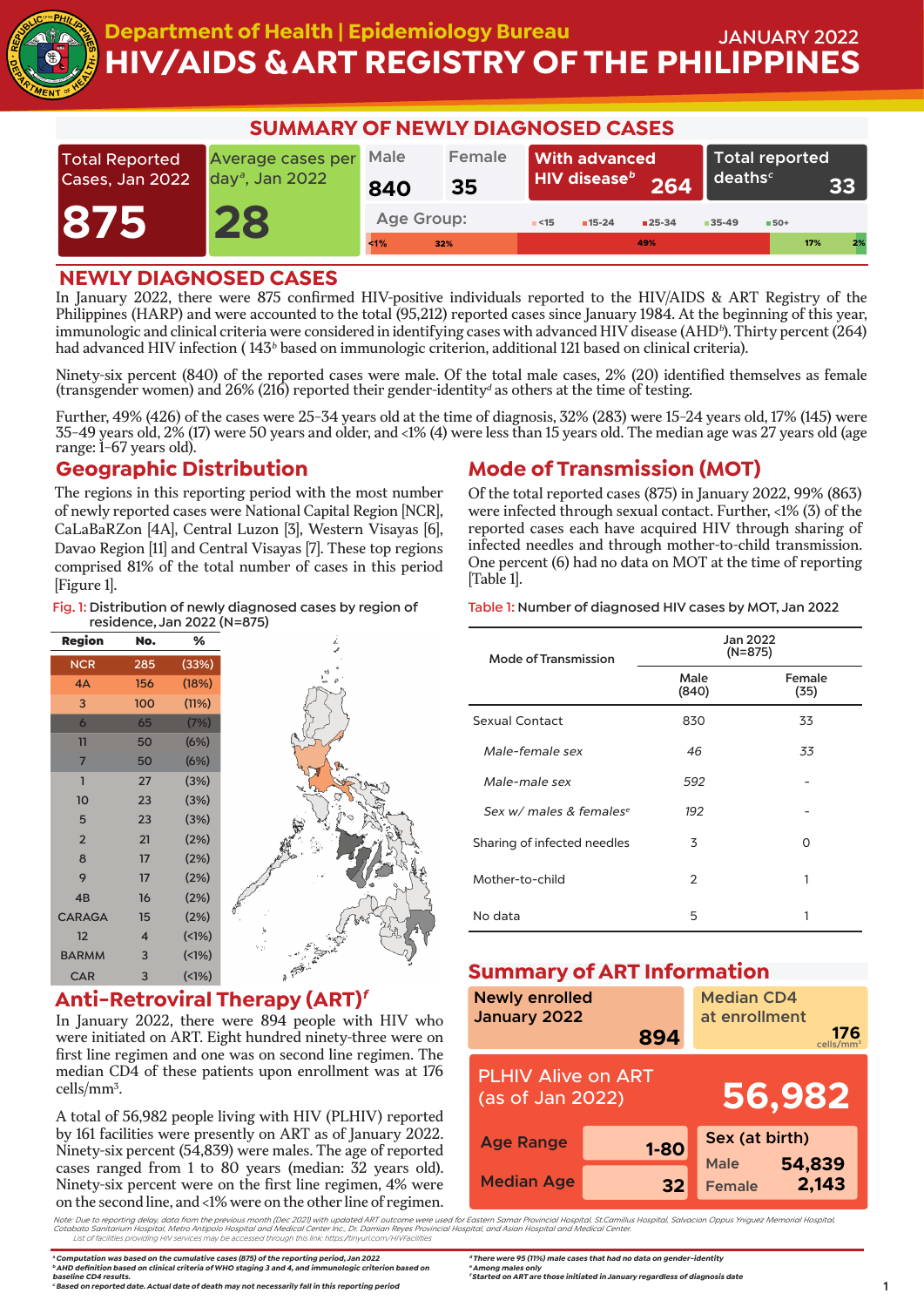# Department of Health | Epidemiology Bureau

JANUARY 2022

# HIV/AIDS & ART REGISTRY OF THE PHILIPPINES

## SUMMARY OF NEWLY DIAGNOSED CASES

| Total Reported Cases, Jan 2022 | Average cases per day[a], Jan 2022 | Male | Female | With advanced HIV disease[b] | Total reported deaths[c] |
|---|---|---|---|---|---|
| 875 | 28 | 840 | 35 | 264 | 33 |

Age Group: <15: <1%; 15-24: 32%; 25-34: 49%; 35-49: 17%; 50+: 2%

## NEWLY DIAGNOSED CASES

In January 2022, there were 875 confirmed HIV-positive individuals reported to the HIV/AIDS & ART Registry of the Philippines (HARP) and were accounted to the total (95,212) reported cases since January 1984. At the beginning of this year, immunologic and clinical criteria were considered in identifying cases with advanced HIV disease (AHD[b]). Thirty percent (264) had advanced HIV infection ( 143[b] based on immunologic criterion, additional 121 based on clinical criteria).

Ninety-six percent (840) of the reported cases were male. Of the total male cases, 2% (20) identified themselves as female (transgender women) and 26% (216) reported their gender-identity[d] as others at the time of testing.

Further, 49% (426) of the cases were 25-34 years old at the time of diagnosis, 32% (283) were 15-24 years old, 17% (145) were 35-49 years old, 2% (17) were 50 years and older, and <1% (4) were less than 15 years old. The median age was 27 years old (age range: 1-67 years old).

## Geographic Distribution

The regions in this reporting period with the most number of newly reported cases were National Capital Region [NCR], CaLaBaRZon [4A], Central Luzon [3], Western Visayas [6], Davao Region [11] and Central Visayas [7]. These top regions comprised 81% of the total number of cases in this period [Figure 1].

Fig. 1: Distribution of newly diagnosed cases by region of residence, Jan 2022 (N=875)

| Region | No. | % |
|---|---|---|
| NCR | 285 | (33%) |
| 4A | 156 | (18%) |
| 3 | 100 | (11%) |
| 6 | 65 | (7%) |
| 11 | 50 | (6%) |
| 7 | 50 | (6%) |
| 1 | 27 | (3%) |
| 10 | 23 | (3%) |
| 5 | 23 | (3%) |
| 2 | 21 | (2%) |
| 8 | 17 | (2%) |
| 9 | 17 | (2%) |
| 4B | 16 | (2%) |
| CARAGA | 15 | (2%) |
| 12 | 4 | (<1%) |
| BARMM | 3 | (<1%) |
| CAR | 3 | (<1%) |

## Mode of Transmission (MOT)

Of the total reported cases (875) in January 2022, 99% (863) were infected through sexual contact. Further, <1% (3) of the reported cases each have acquired HIV through sharing of infected needles and through mother-to-child transmission. One percent (6) had no data on MOT at the time of reporting [Table 1].

Table 1: Number of diagnosed HIV cases by MOT, Jan 2022

| Mode of Transmission | Jan 2022 (N=875) | |
|---|---|---|
| | Male (840) | Female (35) |
| Sexual Contact | 830 | 33 |
| *Male-female sex* | *46* | *33* |
| *Male-male sex* | *592* | *-* |
| *Sex w/ males & females[e]* | *192* | *-* |
| Sharing of infected needles | 3 | 0 |
| Mother-to-child | 2 | 1 |
| No data | 5 | 1 |

## Anti-Retroviral Therapy (ART)[f]

In January 2022, there were 894 people with HIV who were initiated on ART. Eight hundred ninety-three were on first line regimen and one was on second line regimen. The median CD4 of these patients upon enrollment was at 176 cells/mm³.

A total of 56,982 people living with HIV (PLHIV) reported by 161 facilities were presently on ART as of January 2022. Ninety-six percent (54,839) were males. The age of reported cases ranged from 1 to 80 years (median: 32 years old). Ninety-six percent were on the first line regimen, 4% were on the second line, and <1% were on the other line of regimen.

## Summary of ART Information

| Newly enrolled January 2022 | Median CD4 at enrollment |
|---|---|
| 894 | 176 cells/mm³ |

**PLHIV Alive on ART (as of Jan 2022): 56,982**

| Age Range | 1-80 |
|---|---|
| Median Age | 32 |

| Sex (at birth) | |
|---|---|
| Male | 54,839 |
| Female | 2,143 |

*Note: Due to reporting delay, data from the previous month (Dec 2021) with updated ART outcome were used for Eastern Samar Provincial Hospital, St.Camillus Hospital, Salvacion Oppus Yniguez Memorial Hospital, Cotabato Sanitarium Hospital, Metro Antipolo Hospital and Medical Center Inc., Dr. Damian Reyes Provincial Hospital, and Asian Hospital and Medical Center.*
*List of facilities providing HIV services may be accessed through this link: https://tinyurl.com/HIVFacilities*

[a] Computation was based on the cumulative cases (875) of the reporting period, Jan 2022
[b] AHD definition based on clinical criteria of WHO staging 3 and 4, and immunologic criterion based on baseline CD4 results.
[c] Based on reported date. Actual date of death may not necessarily fall in this reporting period
[d] There were 95 (11%) male cases that had no data on gender-identity
[e] Among males only
[f] Started on ART are those initiated in January regardless of diagnosis date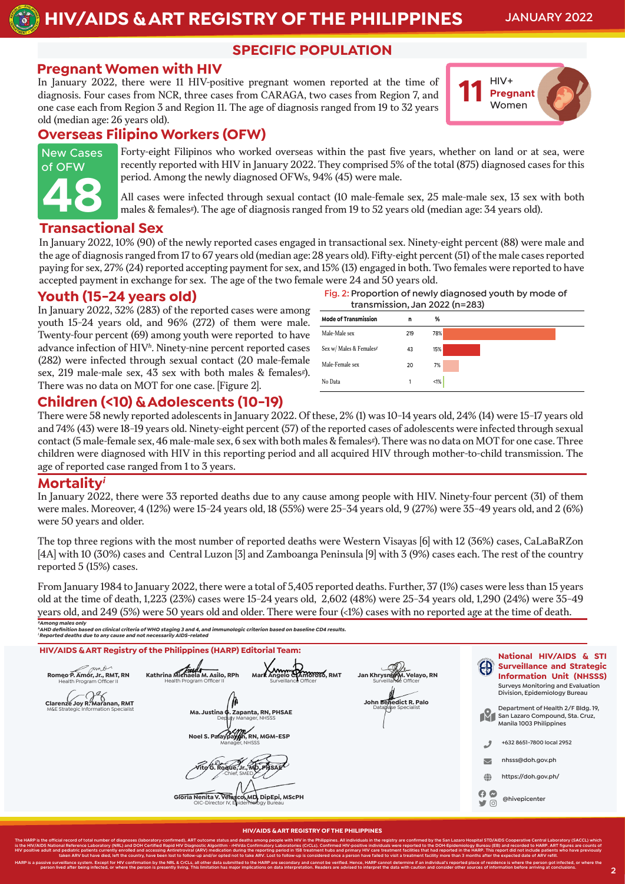## SPECIFIC POPULATION

### Pregnant Women with HIV

In January 2022, there were 11 HIV-positive pregnant women reported at the time of diagnosis. Four cases from NCR, three cases from CARAGA, two cases from Region 7, and one case each from Region 3 and Region 11. The age of diagnosis ranged from 19 to 32 years old (median age: 26 years old).

**11** HIV+ Pregnant Women

### Overseas Filipino Workers (OFW)

New Cases of OFW **48**

Forty-eight Filipinos who worked overseas within the past five years, whether on land or at sea, were recently reported with HIV in January 2022. They comprised 5% of the total (875) diagnosed cases for this period. Among the newly diagnosed OFWs, 94% (45) were male.

All cases were infected through sexual contact (10 male-female sex, 25 male-male sex, 13 sex with both males & females[g]). The age of diagnosis ranged from 19 to 52 years old (median age: 34 years old).

### Transactional Sex

In January 2022, 10% (90) of the newly reported cases engaged in transactional sex. Ninety-eight percent (88) were male and the age of diagnosis ranged from 17 to 67 years old (median age: 28 years old). Fifty-eight percent (51) of the male cases reported paying for sex, 27% (24) reported accepting payment for sex, and 15% (13) engaged in both. Two females were reported to have accepted payment in exchange for sex. The age of the two female were 24 and 50 years old.

### Youth (15-24 years old)

In January 2022, 32% (283) of the reported cases were among youth 15-24 years old, and 96% (272) of them were male. Twenty-four percent (69) among youth were reported to have advance infection of HIV[h]. Ninety-nine percent reported cases (282) were infected through sexual contact (20 male-female sex, 219 male-male sex, 43 sex with both males & females[g]). There was no data on MOT for one case. [Figure 2].

Fig. 2: Proportion of newly diagnosed youth by mode of transmission, Jan 2022 (n=283)

| Mode of Transmission | n | % |
|---|---|---|
| Male-Male sex | 219 | 78% |
| Sex w/ Males & Females[g] | 43 | 15% |
| Male-Female sex | 20 | 7% |
| No Data | 1 | <1% |

### Children (<10) & Adolescents (10-19)

There were 58 newly reported adolescents in January 2022. Of these, 2% (1) was 10-14 years old, 24% (14) were 15-17 years old and 74% (43) were 18-19 years old. Ninety-eight percent (57) of the reported cases of adolescents were infected through sexual contact (5 male-female sex, 46 male-male sex, 6 sex with both males & females[g]). There was no data on MOT for one case. Three children were diagnosed with HIV in this reporting period and all acquired HIV through mother-to-child transmission. The age of reported case ranged from 1 to 3 years.

### Mortality[i]

In January 2022, there were 33 reported deaths due to any cause among people with HIV. Ninety-four percent (31) of them were males. Moreover, 4 (12%) were 15-24 years old, 18 (55%) were 25-34 years old, 9 (27%) were 35-49 years old, and 2 (6%) were 50 years and older.

The top three regions with the most number of reported deaths were Western Visayas [6] with 12 (36%) cases, CaLaBaRZon [4A] with 10 (30%) cases and Central Luzon [3] and Zamboanga Peninsula [9] with 3 (9%) cases each. The rest of the country reported 5 (15%) cases.

From January 1984 to January 2022, there were a total of 5,405 reported deaths. Further, 37 (1%) cases were less than 15 years old at the time of death, 1,223 (23%) cases were 15-24 years old, 2,602 (48%) were 25-34 years old, 1,290 (24%) were 35-49 years old, and 249 (5%) were 50 years old and older. There were four (<1%) cases with no reported age at the time of death.

*[g]Among males only*
*[h]AHD definition based on clinical criteria of WHO staging 3 and 4, and immunologic criterion based on baseline CD4 results.*
*[i]Reported deaths due to any cause and not necessarily AIDS-related*

**HIV/AIDS & ART Registry of the Philippines (HARP) Editorial Team:**

- Romeo P. Amor, Jr., RMT, RN — Health Program Officer II
- Kathrina Michaela M. Asilo, RPh — Health Program Officer II
- Mark Angelo C. Amoroso, RMT — Surveillance Officer
- Jan Khrysnel M. Velayo, RN — Surveillance Officer
- Clarenze Joy R. Marañan, RMT — M&E Strategic Information Specialist
- John Benedict R. Palo — Database Specialist
- Ma. Justina G. Zapanta, RN, PHSAE — Deputy Manager, NHSSS
- Noel S. Palaypayon, RN, MGM-ESP — Manager, NHSSS
- Vito G. Roque, Jr., MD, PHSAE — Chief, SMED
- Gloria Nenita V. Velasco, MD, DipEpi, MScPH — OIC-Director IV, Epidemiology Bureau

**National HIV/AIDS & STI Surveillance and Strategic Information Unit (NHSSS)**
Surveys Monitoring and Evaluation Division, Epidemiology Bureau

Department of Health 2/F Bldg. 19, San Lazaro Compound, Sta. Cruz, Manila 1003 Philippines

+632 8651-7800 local 2952

nhsss@doh.gov.ph

https://doh.gov.ph/

@hivepicenter

**HIV/AIDS & ART REGISTRY OF THE PHILIPPINES**

The HARP is the official record of total number of diagnoses (laboratory-confirmed), ART outcome status and deaths among people with HIV in the Philippines. All individuals in the registry are confirmed by the San Lazaro Hospital STD/AIDS Cooperative Central Laboratory (SACCL) which is the HIV/AIDS National Reference Laboratory (NRL) and DOH Certified Rapid HIV Diagnostic Algorithm - rHIVda Confirmatory Laboratories (CrCLs). Confirmed HIV-positive individuals were reported to the DOH-Epidemiology Bureau (EB) and recorded to HARP. ART figures are counts of HIV positive adult and pediatric patients currently enrolled and accessing Antiretroviral (ARV) medication during the reporting period in 158 treatment hubs and primary HIV care treatment facilities that had reported in the HARP. This report did not include patients who have previously taken ARV but have died, left the country, have been lost to follow-up and/or opted not to take ARV. Lost to follow-up is considered once a person have failed to visit a treatment facility more than 3 months after the expected date of ARV refill.

HARP is a passive surveillance system. Except for HIV confirmation by the NRL & CrCLs, all other data submitted to the HARP are secondary and cannot be verified. Hence, HARP cannot determine if an individual's reported place of residence is where the person got infected, or where the person lived after being infected, or where the person is presently living. This limitation has major implications on data interpretation. Readers are advised to interpret the data with caution and consider other sources of information before arriving at conclusions.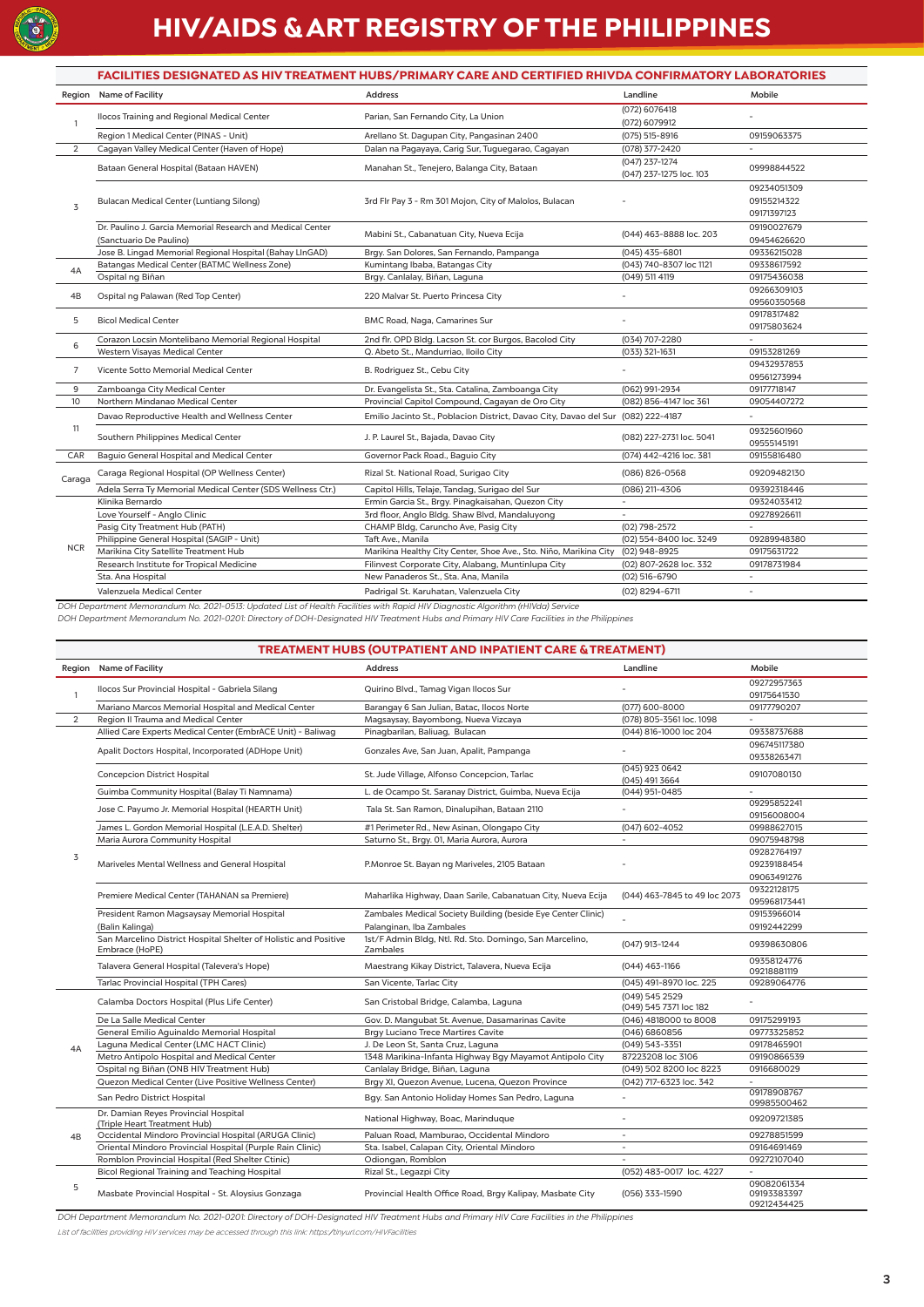# HIV/AIDS & ART REGISTRY OF THE PHILIPPINES

## FACILITIES DESIGNATED AS HIV TREATMENT HUBS/PRIMARY CARE AND CERTIFIED RHIVDA CONFIRMATORY LABORATORIES

| Region | Name of Facility | Address | Landline | Mobile |
|---|---|---|---|---|
| 1 | Ilocos Training and Regional Medical Center | Parian, San Fernando City, La Union | (072) 6076418<br>(072) 6079912 | - |
| | Region 1 Medical Center (PINAS - Unit) | Arellano St. Dagupan City, Pangasinan 2400 | (075) 515-8916 | 09159063375 |
| 2 | Cagayan Valley Medical Center (Haven of Hope) | Dalan na Pagayaya, Carig Sur, Tuguegarao, Cagayan | (078) 377-2420 | - |
| 3 | Bataan General Hospital (Bataan HAVEN) | Manahan St., Tenejero, Balanga City, Bataan | (047) 237-1274<br>(047) 237-1275 loc. 103 | 09998844522 |
| | Bulacan Medical Center (Luntiang Silong) | 3rd Flr Pay 3 - Rm 301 Mojon, City of Malolos, Bulacan | - | 09234051309<br>09155214322<br>09171397123 |
| | Dr. Paulino J. Garcia Memorial Research and Medical Center (Sanctuario De Paulino) | Mabini St., Cabanatuan City, Nueva Ecija | (044) 463-8888 loc. 203 | 09190027679<br>09454626620 |
| | Jose B. Lingad Memorial Regional Hospital (Bahay LInGAD) | Brgy. San Dolores, San Fernando, Pampanga | (045) 435-6801 | 09336215028 |
| 4A | Batangas Medical Center (BATMC Wellness Zone) | Kumintang Ibaba, Batangas City | (043) 740-8307 loc 1121 | 09338617592 |
| | Ospital ng Biñan | Brgy. Canlalay, Biñan, Laguna | (049) 511 4119 | 09175436038 |
| 4B | Ospital ng Palawan (Red Top Center) | 220 Malvar St. Puerto Princesa City | - | 09266309103<br>09560350568 |
| 5 | Bicol Medical Center | BMC Road, Naga, Camarines Sur | - | 09178317482<br>09175803624 |
| 6 | Corazon Locsin Montelibano Memorial Regional Hospital | 2nd flr. OPD Bldg. Lacson St. cor Burgos, Bacolod City | (034) 707-2280 | - |
| | Western Visayas Medical Center | Q. Abeto St., Mandurriao, Iloilo City | (033) 321-1631 | 09153281269 |
| 7 | Vicente Sotto Memorial Medical Center | B. Rodriguez St., Cebu City | - | 09432937853<br>09561273994 |
| 9 | Zamboanga City Medical Center | Dr. Evangelista St., Sta. Catalina, Zamboanga City | (062) 991-2934 | 09177718147 |
| 10 | Northern Mindanao Medical Center | Provincial Capitol Compound, Cagayan de Oro City | (082) 856-4147 loc 361 | 09054407272 |
| 11 | Davao Reproductive Health and Wellness Center | Emilio Jacinto St., Poblacion District, Davao City, Davao del Sur | (082) 222-4187 | - |
| | Southern Philippines Medical Center | J. P. Laurel St., Bajada, Davao City | (082) 227-2731 loc. 5041 | 09325601960<br>09555145191 |
| CAR | Baguio General Hospital and Medical Center | Governor Pack Road., Baguio City | (074) 442-4216 loc. 381 | 09155816480 |
| Caraga | Caraga Regional Hospital (OP Wellness Center) | Rizal St. National Road, Surigao City | (086) 826-0568 | 09209482130 |
| | Adela Serra Ty Memorial Medical Center (SDS Wellness Ctr.) | Capitol Hills, Telaje, Tandag, Surigao del Sur | (086) 211-4306 | 09392318446 |
| NCR | Klinika Bernardo | Ermin Garcia St., Brgy. Pinagkaisahan, Quezon City | - | 09324033412 |
| | Love Yourself - Anglo Clinic | 3rd floor, Anglo Bldg. Shaw Blvd, Mandaluyong | - | 09278926611 |
| | Pasig City Treatment Hub (PATH) | CHAMP Bldg, Caruncho Ave, Pasig City | (02) 798-2572 | - |
| | Philippine General Hospital (SAGIP - Unit) | Taft Ave., Manila | (02) 554-8400 loc. 3249 | 09289948380 |
| | Marikina City Satellite Treatment Hub | Marikina Healthy City Center, Shoe Ave., Sto. Niño, Marikina City | (02) 948-8925 | 09175631722 |
| | Research Institute for Tropical Medicine | Filinvest Corporate City, Alabang, Muntinlupa City | (02) 807-2628 loc. 332 | 09178731984 |
| | Sta. Ana Hospital | New Panaderos St., Sta. Ana, Manila | (02) 516-6790 | - |
| | Valenzuela Medical Center | Padrigal St. Karuhatan, Valenzuela City | (02) 8294-6711 | - |

*DOH Department Memorandum No. 2021-0513: Updated List of Health Facilities with Rapid HIV Diagnostic Algorithm (rHIVda) Service*
*DOH Department Memorandum No. 2021-0201: Directory of DOH-Designated HIV Treatment Hubs and Primary HIV Care Facilities in the Philippines*

## TREATMENT HUBS (OUTPATIENT AND INPATIENT CARE & TREATMENT)

| Region | Name of Facility | Address | Landline | Mobile |
|---|---|---|---|---|
| 1 | Ilocos Sur Provincial Hospital - Gabriela Silang | Quirino Blvd., Tamag Vigan Ilocos Sur | - | 09272957363<br>09175641530 |
| | Mariano Marcos Memorial Hospital and Medical Center | Barangay 6 San Julian, Batac, Ilocos Norte | (077) 600-8000 | 09177790207 |
| 2 | Region II Trauma and Medical Center | Magsaysay, Bayombong, Nueva Vizcaya | (078) 805-3561 loc. 1098 | - |
| 3 | Allied Care Experts Medical Center (EmbrACE Unit) - Baliwag | Pinagbarilan, Baliuag, Bulacan | (044) 816-1000 loc 204 | 09338737688 |
| | Apalit Doctors Hospital, Incorporated (ADHope Unit) | Gonzales Ave, San Juan, Apalit, Pampanga | - | 096745117380<br>09338263471 |
| | Concepcion District Hospital | St. Jude Village, Alfonso Concepcion, Tarlac | (045) 923 0642<br>(045) 491 3664 | 09107080130 |
| | Guimba Community Hospital (Balay Ti Namnama) | L. de Ocampo St. Saranay District, Guimba, Nueva Ecija | (044) 951-0485 | - |
| | Jose C. Payumo Jr. Memorial Hospital (HEARTH Unit) | Tala St. San Ramon, Dinalupihan, Bataan 2110 | - | 09295852241<br>09156008004 |
| | James L. Gordon Memorial Hospital (L.E.A.D. Shelter) | #1 Perimeter Rd., New Asinan, Olongapo City | (047) 602-4052 | 09988627015 |
| | Maria Aurora Community Hospital | Saturno St., Brgy. 01, Maria Aurora, Aurora | - | 09075948798 |
| | Mariveles Mental Wellness and General Hospital | P.Monroe St. Bayan ng Mariveles, 2105 Bataan | - | 09282764197<br>09239188454<br>09063491276 |
| | Premiere Medical Center (TAHANAN sa Premiere) | Maharlika Highway, Daan Sarile, Cabanatuan City, Nueva Ecija | (044) 463-7845 to 49 loc 2073 | 09322128175<br>095968173441 |
| | President Ramon Magsaysay Memorial Hospital (Balin Kalinga) | Zambales Medical Society Building (beside Eye Center Clinic) Palanginan, Iba Zambales | - | 09153966014<br>09192442299 |
| | San Marcelino District Hospital Shelter of Holistic and Positive Embrace (HoPE) | 1st/F Admin Bldg, Ntl. Rd. Sto. Domingo, San Marcelino, Zambales | (047) 913-1244 | 09398630806 |
| | Talavera General Hospital (Talevera's Hope) | Maestrang Kikay District, Talavera, Nueva Ecija | (044) 463-1166 | 09358124776<br>09218881119 |
| | Tarlac Provincial Hospital (TPH Cares) | San Vicente, Tarlac City | (045) 491-8970 loc. 225 | 09289064776 |
| 4A | Calamba Doctors Hospital (Plus Life Center) | San Cristobal Bridge, Calamba, Laguna | (049) 545 2529<br>(049) 545 7371 loc 182 | - |
| | De La Salle Medical Center | Gov. D. Mangubat St. Avenue, Dasamarinas Cavite | (046) 4818000 to 8008 | 09175299193 |
| | General Emilio Aguinaldo Memorial Hospital | Brgy Luciano Trece Martires Cavite | (046) 6860856 | 09773325852 |
| | Laguna Medical Center (LMC HACT Clinic) | J. De Leon St, Santa Cruz, Laguna | (049) 543-3351 | 09178465901 |
| | Metro Antipolo Hospital and Medical Center | 1348 Marikina-Infanta Highway Bgy Mayamot Antipolo City | 87223208 loc 3106 | 09190866539 |
| | Ospital ng Biñan (ONB HIV Treatment Hub) | Canlalay Bridge, Biñan, Laguna | (049) 502 8200 loc 8223 | 0916680029 |
| | Quezon Medical Center (Live Positive Wellness Center) | Brgy XI, Quezon Avenue, Lucena, Quezon Province | (042) 717-6323 loc. 342 | - |
| | San Pedro District Hospital | Bgy. San Antonio Holiday Homes San Pedro, Laguna | - | 09178908767<br>09985500462 |
| 4B | Dr. Damian Reyes Provincial Hospital (Triple Heart Treatment Hub) | National Highway, Boac, Marinduque | - | 09209721385 |
| | Occidental Mindoro Provincial Hospital (ARUGA Clinic) | Paluan Road, Mamburao, Occidental Mindoro | - | 09278851599 |
| | Oriental Mindoro Provincial Hospital (Purple Rain Clinic) | Sta. Isabel, Calapan City, Oriental Mindoro | - | 09164691469 |
| | Romblon Provincial Hospital (Red Shelter Clinic) | Odiongan, Romblon | - | 09272107040 |
| 5 | Bicol Regional Training and Teaching Hospital | Rizal St., Legazpi City | (052) 483-0017 loc. 4227 | - |
| | Masbate Provincial Hospital - St. Aloysius Gonzaga | Provincial Health Office Road, Brgy Kalipay, Masbate City | (056) 333-1590 | 09082061334<br>09193383397<br>09212434425 |

*DOH Department Memorandum No. 2021-0201: Directory of DOH-Designated HIV Treatment Hubs and Primary HIV Care Facilities in the Philippines*

*List of facilities providing HIV services may be accessed through this link: https://tinyurl.com/HIVFacilities*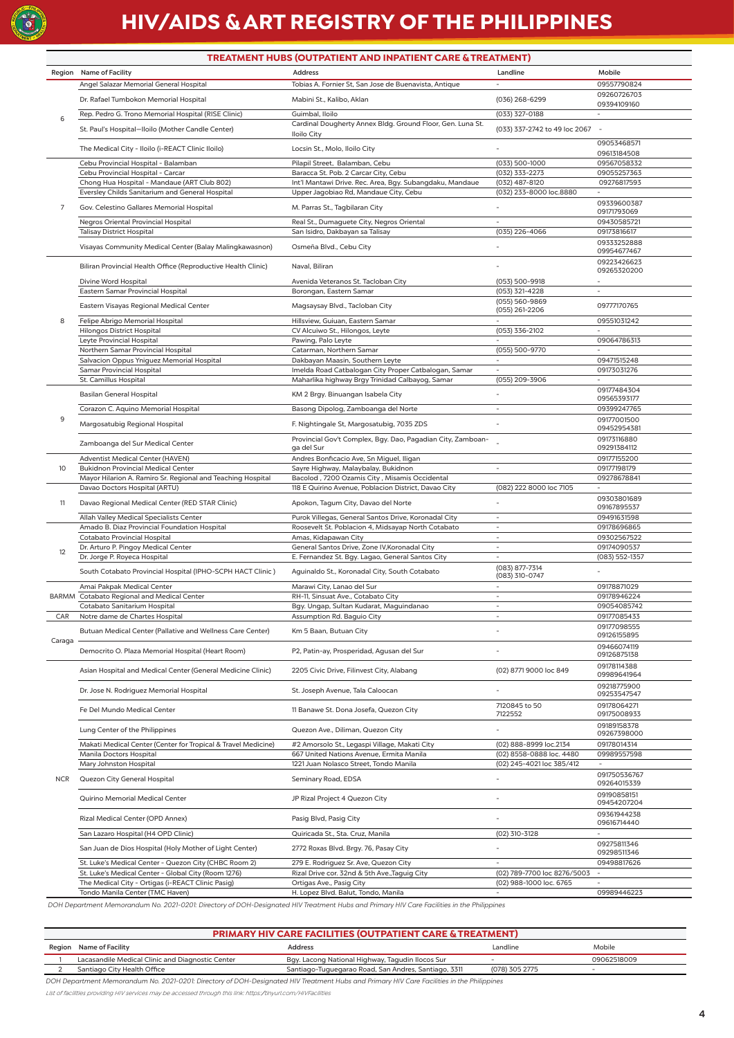# HIV/AIDS & ART REGISTRY OF THE PHILIPPINES

## TREATMENT HUBS (OUTPATIENT AND INPATIENT CARE & TREATMENT)

| Region | Name of Facility | Address | Landline | Mobile |
|---|---|---|---|---|
| 6 | Angel Salazar Memorial General Hospital | Tobias A. Fornier St, San Jose de Buenavista, Antique | - | 09557790824 |
| | Dr. Rafael Tumbokon Memorial Hospital | Mabini St., Kalibo, Aklan | (036) 268-6299 | 09260726703 09394109160 |
| | Rep. Pedro G. Trono Memorial Hospital (RISE Clinic) | Guimbal, Iloilo | (033) 327-0188 | - |
| | St. Paul's Hospital—Iloilo (Mother Candle Center) | Cardinal Dougherty Annex Bldg. Ground Floor, Gen. Luna St. Iloilo City | (033) 337-2742 to 49 loc 2067 | - |
| | The Medical City - Iloilo (i-REACT Clinic Iloilo) | Locsin St., Molo, Iloilo City | - | 09053468571 09613184508 |
| 7 | Cebu Provincial Hospital - Balamban | Pilapil Street, Balamban, Cebu | (033) 500-1000 | 09567058332 |
| | Cebu Provincial Hospital - Carcar | Baracca St. Pob. 2 Carcar City, Cebu | (032) 333-2273 | 09055257363 |
| | Chong Hua Hospital - Mandaue (ART Club 802) | Int'l Mantawi Drive. Rec. Area, Bgy. Subangdaku, Mandaue | (032) 487-8120 | 09276817593 |
| | Eversley Childs Sanitarium and General Hospital | Upper Jagobiao Rd, Mandaue City, Cebu | (032) 233-8000 loc.8880 | - |
| | Gov. Celestino Gallares Memorial Hospital | M. Parras St., Tagbilaran City | - | 09339600387 09171793069 |
| | Negros Oriental Provincial Hospital | Real St., Dumaguete City, Negros Oriental | - | 09430585721 |
| | Talisay District Hospital | San Isidro, Dakbayan sa Talisay | (035) 226-4066 | 09173816617 |
| | Visayas Community Medical Center (Balay Malingkawasnon) | Osmeña Blvd., Cebu City | - | 09333252888 09954677467 |
| 8 | Biliran Provincial Health Office (Reproductive Health Clinic) | Naval, Biliran | - | 09223426623 09265320200 |
| | Divine Word Hospital | Avenida Veteranos St. Tacloban City | (053) 500-9918 | - |
| | Eastern Samar Provincial Hospital | Borongan, Eastern Samar | (053) 321-4228 | - |
| | Eastern Visayas Regional Medical Center | Magsaysay Blvd., Tacloban City | (055) 560-9869 (055) 261-2206 | 09777170765 |
| | Felipe Abrigo Memorial Hospital | Hillsview, Guiuan, Eastern Samar | - | 09551031242 |
| | Hilongos District Hospital | CV Alcuiwo St., Hilongos, Leyte | (053) 336-2102 | - |
| | Leyte Provincial Hospital | Pawing, Palo Leyte | - | 09064786313 |
| | Northern Samar Provincial Hospital | Catarman, Northern Samar | (055) 500-9770 | - |
| | Salvacion Oppus Yniguez Memorial Hospital | Dakbayan Maasin, Southern Leyte | - | 09471515248 |
| | Samar Provincial Hospital | Imelda Road Catbalogan City Proper Catbalogan, Samar | - | 09173031276 |
| | St. Camillus Hospital | Maharlika highway Brgy Trinidad Calbayog, Samar | (055) 209-3906 | - |
| 9 | Basilan General Hospital | KM 2 Brgy. Binuangan Isabela City | - | 09177484304 09565393177 |
| | Corazon C. Aquino Memorial Hospital | Basong Dipolog, Zamboanga del Norte | - | 09399247765 |
| | Margosatubig Regional Hospital | F. Nightingale St, Margosatubig, 7035 ZDS | - | 09177001500 09452954381 |
| | Zamboanga del Sur Medical Center | Provincial Gov't Complex, Bgy. Dao, Pagadian City, Zamboanga del Sur | - | 09173116880 09291384112 |
| 10 | Adventist Medical Center (HAVEN) | Andres Bonficacio Ave, Sn Miguel, Iligan | | 09177155200 |
| | Bukidnon Provincial Medical Center | Sayre Highway, Malaybalay, Bukidnon | - | 09177198179 |
| | Mayor Hilarion A. Ramiro Sr. Regional and Teaching Hospital | Bacolod , 7200 Ozamis City , Misamis Occidental | | 09278678841 |
| 11 | Davao Doctors Hospital (ARTU) | 118 E Quirino Avenue, Poblacion District, Davao City | (082) 222 8000 loc 7105 | - |
| | Davao Regional Medical Center (RED STAR Clinic) | Apokon, Tagum City, Davao del Norte | - | 09303801689 09167895537 |
| 12 | Allah Valley Medical Specialists Center | Purok Villegas, General Santos Drive, Koronadal City | - | 09491631598 |
| | Amado B. Diaz Provincial Foundation Hospital | Roosevelt St. Poblacion 4, Midsayap North Cotabato | - | 09178696865 |
| | Cotabato Provincial Hospital | Amas, Kidapawan City | - | 09302567522 |
| | Dr. Arturo P. Pingoy Medical Center | General Santos Drive, Zone IV,Koronadal City | - | 09174090537 |
| | Dr. Jorge P. Royeca Hospital | E. Fernandez St. Bgy. Lagao, General Santos City | - | (083) 552-1357 |
| | South Cotabato Provincial Hospital (IPHO-SCPH HACT Clinic ) | Aguinaldo St., Koronadal City, South Cotabato | (083) 877-7314 (083) 310-0747 | - |
| BARMM | Amai Pakpak Medical Center | Marawi City, Lanao del Sur | - | 09178871029 |
| | Cotabato Regional and Medical Center | RH-11, Sinsuat Ave., Cotabato City | - | 09178946224 |
| | Cotabato Sanitarium Hospital | Bgy. Ungap, Sultan Kudarat, Maguindanao | - | 09054085742 |
| CAR | Notre dame de Chartes Hospital | Assumption Rd. Baguio City | - | 09177085433 |
| Caraga | Butuan Medical Center (Pallative and Wellness Care Center) | Km 5 Baan, Butuan City | - | 09177098555 09126155895 |
| | Democrito O. Plaza Memorial Hospital (Heart Room) | P2, Patin-ay, Prosperidad, Agusan del Sur | - | 09466074119 09126875138 |
| NCR | Asian Hospital and Medical Center (General Medicine Clinic) | 2205 Civic Drive, Filinvest City, Alabang | (02) 8771 9000 loc 849 | 09178114388 09989641964 |
| | Dr. Jose N. Rodriguez Memorial Hospital | St. Joseph Avenue, Tala Caloocan | - | 09218775900 09253547547 |
| | Fe Del Mundo Medical Center | 11 Banawe St. Dona Josefa, Quezon City | 7120845 to 50 7122552 | 09178064271 09175008933 |
| | Lung Center of the Philippines | Quezon Ave., Diliman, Quezon City | - | 09189158378 09267398000 |
| | Makati Medical Center (Center for Tropical & Travel Medicine) | #2 Amorsolo St., Legaspi Village, Makati City | (02) 888-8999 loc.2134 | 09178014314 |
| | Manila Doctors Hospital | 667 United Nations Avenue, Ermita Manila | (02) 8558-0888 loc. 4480 | 09989557598 |
| | Mary Johnston Hospital | 1221 Juan Nolasco Street, Tondo Manila | (02) 245-4021 loc 385/412 | - |
| | Quezon City General Hospital | Seminary Road, EDSA | - | 091750536767 09264015339 |
| | Quirino Memorial Medical Center | JP Rizal Project 4 Quezon City | - | 09190858151 09454207204 |
| | Rizal Medical Center (OPD Annex) | Pasig Blvd, Pasig City | - | 09361944238 09616714440 |
| | San Lazaro Hospital (H4 OPD Clinic) | Quiricada St., Sta. Cruz, Manila | (02) 310-3128 | - |
| | San Juan de Dios Hospital (Holy Mother of Light Center) | 2772 Roxas Blvd. Brgy. 76, Pasay City | - | 09275811346 09298511346 |
| | St. Luke's Medical Center - Quezon City (CHBC Room 2) | 279 E. Rodriguez Sr. Ave, Quezon City | - | 09498817626 |
| | St. Luke's Medical Center - Global City (Room 1276) | Rizal Drive cor. 32nd & 5th Ave.,Taguig City | (02) 789-7700 loc 8276/5003 | - |
| | The Medical City - Ortigas (i-REACT Clinic Pasig) | Ortigas Ave., Pasig City | (02) 988-1000 loc. 6765 | - |
| | Tondo Manila Center (TMC Haven) | H. Lopez Blvd. Balut, Tondo, Manila | - | 09989446223 |

*DOH Department Memorandum No. 2021-0201: Directory of DOH-Designated HIV Treatment Hubs and Primary HIV Care Facilities in the Philippines*

## PRIMARY HIV CARE FACILITIES (OUTPATIENT CARE & TREATMENT)

| Region | Name of Facility | Address | Landline | Mobile |
|---|---|---|---|---|
| 1 | Lacasandile Medical Clinic and Diagnostic Center | Bgy. Lacong National Highway, Tagudin Ilocos Sur | - | 09062518009 |
| 2 | Santiago City Health Office | Santiago-Tuguegarao Road, San Andres, Santiago, 3311 | (078) 305 2775 | - |

*DOH Department Memorandum No. 2021-0201: Directory of DOH-Designated HIV Treatment Hubs and Primary HIV Care Facilities in the Philippines*

*List of facilities providing HIV services may be accessed through this link: https://tinyurl.com/HIVFacilities*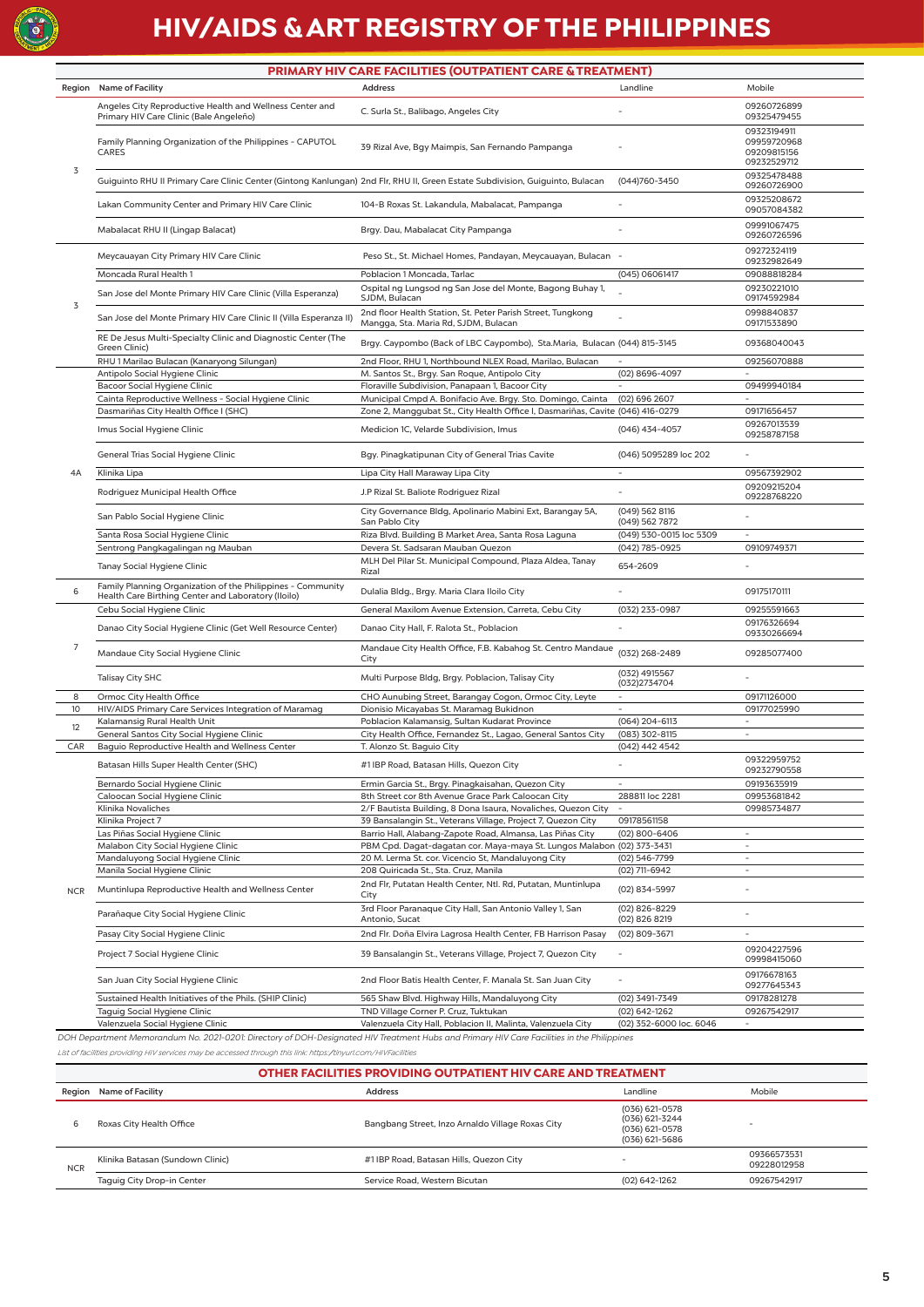# HIV/AIDS & ART REGISTRY OF THE PHILIPPINES

## PRIMARY HIV CARE FACILITIES (OUTPATIENT CARE & TREATMENT)

| Region | Name of Facility | Address | Landline | Mobile |
|---|---|---|---|---|
| 3 | Angeles City Reproductive Health and Wellness Center and Primary HIV Care Clinic (Bale Angeleño) | C. Surla St., Balibago, Angeles City | - | 09260726899 09325479455 |
| | Family Planning Organization of the Philippines - CAPUTOL CARES | 39 Rizal Ave, Bgy Maimpis, San Fernando Pampanga | - | 09323194911 09959720968 09209815156 09232529712 |
| | Guiguinto RHU II Primary Care Clinic Center (Gintong Kanlungan) | 2nd Flr, RHU II, Green Estate Subdivision, Guiguinto, Bulacan | (044)760-3450 | 09325478488 09260726900 |
| | Lakan Community Center and Primary HIV Care Clinic | 104-B Roxas St. Lakandula, Mabalacat, Pampanga | - | 09325208672 09057084382 |
| | Mabalacat RHU II (Lingap Balacat) | Brgy. Dau, Mabalacat City Pampanga | - | 09991067475 09260726596 |
| 3 | Meycauayan City Primary HIV Care Clinic | Peso St., St. Michael Homes, Pandayan, Meycauayan, Bulacan | - | 09272324119 09232982649 |
| | Moncada Rural Health 1 | Poblacion 1 Moncada, Tarlac | (045) 06061417 | 09088818284 |
| | San Jose del Monte Primary HIV Care Clinic (Villa Esperanza) | Ospital ng Lungsod ng San Jose del Monte, Bagong Buhay 1, SJDM, Bulacan | - | 09230221010 09174592984 |
| | San Jose del Monte Primary HIV Care Clinic II (Villa Esperanza II) | 2nd floor Health Station, St. Peter Parish Street, Tungkong Mangga, Sta. Maria Rd, SJDM, Bulacan | - | 0998840837 09171533890 |
| | RE De Jesus Multi-Specialty Clinic and Diagnostic Center (The Green Clinic) | Brgy. Caypombo (Back of LBC Caypombo), Sta.Maria, Bulacan | (044) 815-3145 | 09368040043 |
| | RHU 1 Marilao Bulacan (Kanaryong Silungan) | 2nd Floor, RHU 1, Northbound NLEX Road, Marilao, Bulacan | - | 09256070888 |
| 4A | Antipolo Social Hygiene Clinic | M. Santos St., Brgy. San Roque, Antipolo City | (02) 8696-4097 | - |
| | Bacoor Social Hygiene Clinic | Floraville Subdivision, Panapaan 1, Bacoor City | - | 09499940184 |
| | Cainta Reproductive Wellness - Social Hygiene Clinic | Municipal Cmpd A. Bonifacio Ave. Brgy. Sto. Domingo, Cainta | (02) 696 2607 | - |
| | Dasmariñas City Health Office I (SHC) | Zone 2, Manggubat St., City Health Office I, Dasmariñas, Cavite | (046) 416-0279 | 09171656457 |
| | Imus Social Hygiene Clinic | Medicion 1C, Velarde Subdivision, Imus | (046) 434-4057 | 09267013539 09258787158 |
| | General Trias Social Hygiene Clinic | Bgy. Pinagkatipunan City of General Trias Cavite | (046) 5095289 loc 202 | - |
| | Klinika Lipa | Lipa City Hall Maraway Lipa City | - | 09567392902 |
| | Rodriguez Municipal Health Office | J.P Rizal St. Baliote Rodriguez Rizal | - | 09209215204 09228768220 |
| | San Pablo Social Hygiene Clinic | City Governance Bldg, Apolinario Mabini Ext, Barangay 5A, San Pablo City | (049) 562 8116 (049) 562 7872 | - |
| | Santa Rosa Social Hygiene Clinic | Riza Blvd. Building B Market Area, Santa Rosa Laguna | (049) 530-0015 loc 5309 | - |
| | Sentrong Pangkagalingan ng Mauban | Devera St. Sadsaran Mauban Quezon | (042) 785-0925 | 09109749371 |
| | Tanay Social Hygiene Clinic | MLH Del Pilar St. Municipal Compound, Plaza Aldea, Tanay Rizal | 654-2609 | - |
| 6 | Family Planning Organization of the Philippines - Community Health Care Birthing Center and Laboratory (Iloilo) | Dulalia Bldg., Brgy. Maria Clara Iloilo City | - | 09175170111 |
| 7 | Cebu Social Hygiene Clinic | General Maxilom Avenue Extension, Carreta, Cebu City | (032) 233-0987 | 09255591663 |
| | Danao City Social Hygiene Clinic (Get Well Resource Center) | Danao City Hall, F. Ralota St., Poblacion | - | 09176326694 09330266694 |
| | Mandaue City Social Hygiene Clinic | Mandaue City Health Office, F.B. Kabahog St. Centro Mandaue City | (032) 268-2489 | 09285077400 |
| | Talisay City SHC | Multi Purpose Bldg, Brgy. Poblacion, Talisay City | (032) 4915567 (032)2734704 | - |
| 8 | Ormoc City Health Office | CHO Aunubing Street, Barangay Cogon, Ormoc City, Leyte | - | 09171126000 |
| 10 | HIV/AIDS Primary Care Services Integration of Maramag | Dionisio Micayabas St. Maramag Bukidnon | - | 09177025990 |
| 12 | Kalamansig Rural Health Unit | Poblacion Kalamansig, Sultan Kudarat Province | (064) 204-6113 | - |
| | General Santos City Social Hygiene Clinic | City Health Office, Fernandez St., Lagao, General Santos City | (083) 302-8115 | - |
| CAR | Baguio Reproductive Health and Wellness Center | T. Alonzo St. Baguio City | (042) 442 4542 | |
| NCR | Batasan Hills Super Health Center (SHC) | #1 IBP Road, Batasan Hills, Quezon City | - | 09322959752 09232790558 |
| | Bernardo Social Hygiene Clinic | Ermin Garcia St., Brgy. Pinagkaisahan, Quezon City | - | 09193635919 |
| | Caloocan Social Hygiene Clinic | 8th Street cor 8th Avenue Grace Park Caloocan City | 288811 loc 2281 | 09953681842 |
| | Klinika Novaliches | 2/F Bautista Building, 8 Dona Isaura, Novaliches, Quezon City | - | 09985734877 |
| | Klinika Project 7 | 39 Bansalangin St., Veterans Village, Project 7, Quezon City | 09178561158 | |
| | Las Piñas Social Hygiene Clinic | Barrio Hall, Alabang-Zapote Road, Almansa, Las Piñas City | (02) 800-6406 | - |
| | Malabon City Social Hygiene Clinic | PBM Cpd. Dagat-dagatan cor. Maya-maya St. Lungos Malabon | (02) 373-3431 | - |
| | Mandaluyong Social Hygiene Clinic | 20 M. Lerma St. cor. Vicencio St, Mandaluyong City | (02) 546-7799 | - |
| | Manila Social Hygiene Clinic | 208 Quiricada St., Sta. Cruz, Manila | (02) 711-6942 | - |
| | Muntinlupa Reproductive Health and Wellness Center | 2nd Flr, Putatan Health Center, Ntl. Rd, Putatan, Muntinlupa City | (02) 834-5997 | - |
| | Parañaque City Social Hygiene Clinic | 3rd Floor Paranaque City Hall, San Antonio Valley 1, San Antonio, Sucat | (02) 826-8229 (02) 826 8219 | - |
| | Pasay City Social Hygiene Clinic | 2nd Flr. Doña Elvira Lagrosa Health Center, FB Harrison Pasay | (02) 809-3671 | - |
| | Project 7 Social Hygiene Clinic | 39 Bansalangin St., Veterans Village, Project 7, Quezon City | - | 09204227596 09998415060 |
| | San Juan City Social Hygiene Clinic | 2nd Floor Batis Health Center, F. Manala St. San Juan City | - | 09176678163 09277645343 |
| | Sustained Health Initiatives of the Phils. (SHIP Clinic) | 565 Shaw Blvd. Highway Hills, Mandaluyong City | (02) 3491-7349 | 09178281278 |
| | Taguig Social Hygiene Clinic | TND Village Corner P. Cruz, Tuktukan | (02) 642-1262 | 09267542917 |
| | Valenzuela Social Hygiene Clinic | Valenzuela City Hall, Poblacion II, Malinta, Valenzuela City | (02) 352-6000 loc. 6046 | - |

*DOH Department Memorandum No. 2021-0201: Directory of DOH-Designated HIV Treatment Hubs and Primary HIV Care Facilities in the Philippines*

*List of facilities providing HIV services may be accessed through this link: https://tinyurl.com/HIVFacilities*

## OTHER FACILITIES PROVIDING OUTPATIENT HIV CARE AND TREATMENT

| Region | Name of Facility | Address | Landline | Mobile |
|---|---|---|---|---|
| 6 | Roxas City Health Office | Bangbang Street, Inzo Arnaldo Village Roxas City | (036) 621-0578 (036) 621-3244 (036) 621-0578 (036) 621-5686 | - |
| NCR | Klinika Batasan (Sundown Clinic) | #1 IBP Road, Batasan Hills, Quezon City | - | 09366573531 09228012958 |
| | Taguig City Drop-in Center | Service Road, Western Bicutan | (02) 642-1262 | 09267542917 |